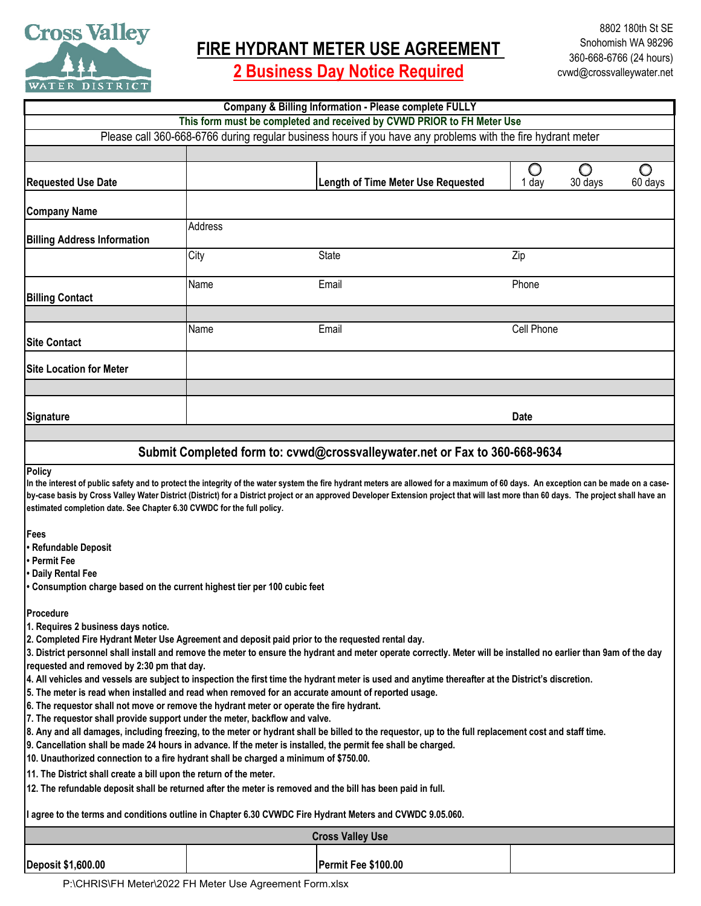Cross Valley WATER DISTRICT

8802 180th St SE
Snohomish WA 98296
360-668-6766 (24 hours)
cvwd@crossvalleywater.net

# FIRE HYDRANT METER USE AGREEMENT

## 2 Business Day Notice Required

**Company & Billing Information - Please complete FULLY**

**This form must be completed and received by CVWD PRIOR to FH Meter Use**

Please call 360-668-6766 during regular business hours if you have any problems with the fire hydrant meter

| | | | | | |
|---|---|---|---|---|---|
| **Requested Use Date** | | **Length of Time Meter Use Requested** | ○ 1 day | ○ 30 days | ○ 60 days |
| **Company Name** | | | | | |
| **Billing Address Information** | Address | | | | |
| | City | State | Zip | | |
| **Billing Contact** | Name | Email | Phone | | |
| **Site Contact** | Name | Email | Cell Phone | | |
| **Site Location for Meter** | | | | | |
| **Signature** | | | **Date** | | |

**Submit Completed form to: cvwd@crossvalleywater.net or Fax to 360-668-9634**

**Policy**

**In the interest of public safety and to protect the integrity of the water system the fire hydrant meters are allowed for a maximum of 60 days. An exception can be made on a case-by-case basis by Cross Valley Water District (District) for a District project or an approved Developer Extension project that will last more than 60 days. The project shall have an estimated completion date. See Chapter 6.30 CVWDC for the full policy.**

**Fees**

- **Refundable Deposit**
- **Permit Fee**
- **Daily Rental Fee**
- **Consumption charge based on the current highest tier per 100 cubic feet**

**Procedure**

1. **Requires 2 business days notice.**
2. **Completed Fire Hydrant Meter Use Agreement and deposit paid prior to the requested rental day.**
3. **District personnel shall install and remove the meter to ensure the hydrant and meter operate correctly. Meter will be installed no earlier than 9am of the day requested and removed by 2:30 pm that day.**
4. **All vehicles and vessels are subject to inspection the first time the hydrant meter is used and anytime thereafter at the District's discretion.**
5. **The meter is read when installed and read when removed for an accurate amount of reported usage.**
6. **The requestor shall not move or remove the hydrant meter or operate the fire hydrant.**
7. **The requestor shall provide support under the meter, backflow and valve.**
8. **Any and all damages, including freezing, to the meter or hydrant shall be billed to the requestor, up to the full replacement cost and staff time.**
9. **Cancellation shall be made 24 hours in advance. If the meter is installed, the permit fee shall be charged.**
10. **Unauthorized connection to a fire hydrant shall be charged a minimum of $750.00.**
11. **The District shall create a bill upon the return of the meter.**
12. **The refundable deposit shall be returned after the meter is removed and the bill has been paid in full.**

**I agree to the terms and conditions outline in Chapter 6.30 CVWDC Fire Hydrant Meters and CVWDC 9.05.060.**

| **Cross Valley Use** | | | |
|---|---|---|---|
| **Deposit $1,600.00** | | **Permit Fee $100.00** | |

P:\CHRIS\FH Meter\2022 FH Meter Use Agreement Form.xlsx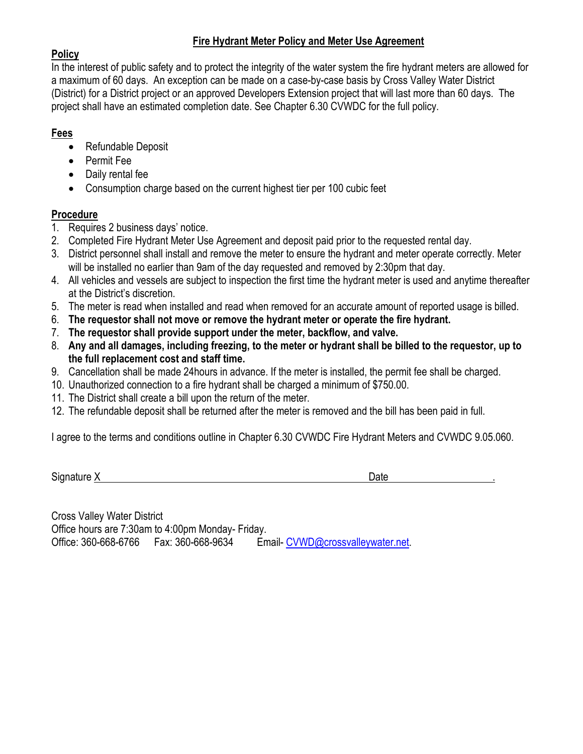# Fire Hydrant Meter Policy and Meter Use Agreement

## Policy

In the interest of public safety and to protect the integrity of the water system the fire hydrant meters are allowed for a maximum of 60 days. An exception can be made on a case-by-case basis by Cross Valley Water District (District) for a District project or an approved Developers Extension project that will last more than 60 days. The project shall have an estimated completion date. See Chapter 6.30 CVWDC for the full policy.

## Fees

- Refundable Deposit
- Permit Fee
- Daily rental fee
- Consumption charge based on the current highest tier per 100 cubic feet

## Procedure

1. Requires 2 business days' notice.
2. Completed Fire Hydrant Meter Use Agreement and deposit paid prior to the requested rental day.
3. District personnel shall install and remove the meter to ensure the hydrant and meter operate correctly. Meter will be installed no earlier than 9am of the day requested and removed by 2:30pm that day.
4. All vehicles and vessels are subject to inspection the first time the hydrant meter is used and anytime thereafter at the District's discretion.
5. The meter is read when installed and read when removed for an accurate amount of reported usage is billed.
6. **The requestor shall not move or remove the hydrant meter or operate the fire hydrant.**
7. **The requestor shall provide support under the meter, backflow, and valve.**
8. **Any and all damages, including freezing, to the meter or hydrant shall be billed to the requestor, up to the full replacement cost and staff time.**
9. Cancellation shall be made 24hours in advance. If the meter is installed, the permit fee shall be charged.
10. Unauthorized connection to a fire hydrant shall be charged a minimum of $750.00.
11. The District shall create a bill upon the return of the meter.
12. The refundable deposit shall be returned after the meter is removed and the bill has been paid in full.

I agree to the terms and conditions outline in Chapter 6.30 CVWDC Fire Hydrant Meters and CVWDC 9.05.060.

Signature X\_\_\_\_\_\_\_\_\_\_\_\_\_\_\_\_\_\_\_\_\_\_\_\_\_\_\_\_\_\_\_\_\_\_\_\_\_\_\_\_ Date \_\_\_\_\_\_\_\_\_\_\_\_\_\_\_\_.

Cross Valley Water District
Office hours are 7:30am to 4:00pm Monday- Friday.
Office: 360-668-6766 Fax: 360-668-9634 Email- CVWD@crossvalleywater.net.